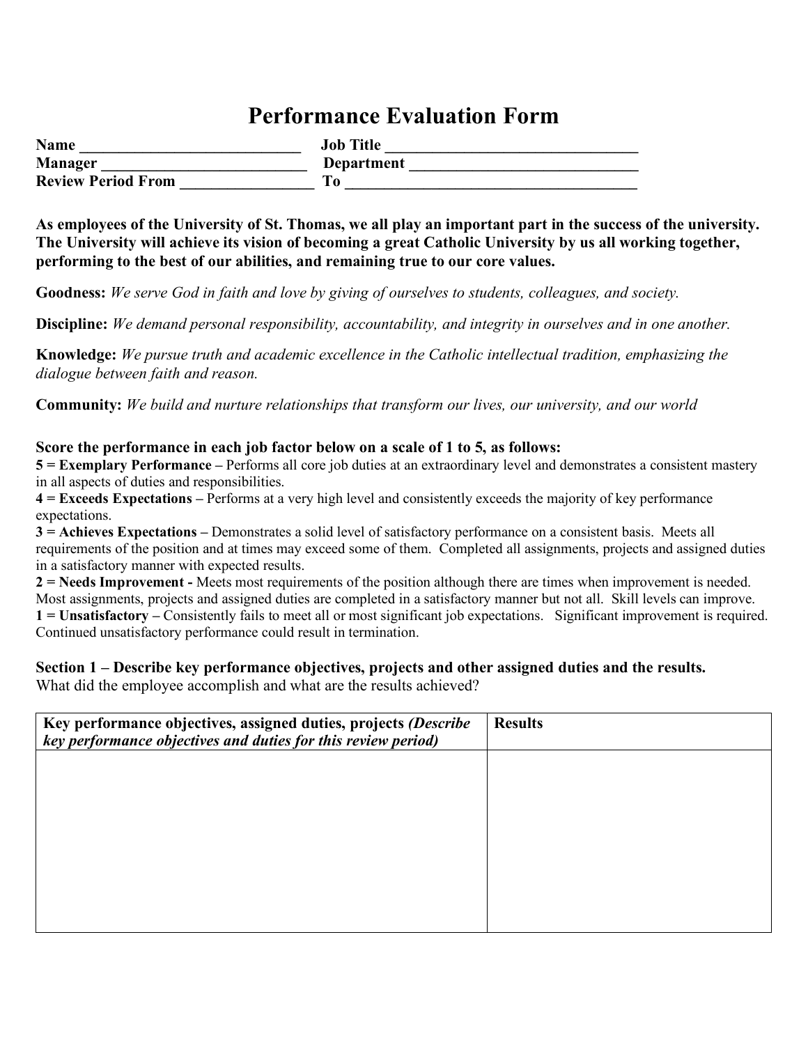# Performance Evaluation Form

**Name** ____________________________ **Job Title** ________________________________
**Manager** __________________________ **Department** _____________________________
**Review Period From** ________________ **To** _____________________________________

**As employees of the University of St. Thomas, we all play an important part in the success of the university. The University will achieve its vision of becoming a great Catholic University by us all working together, performing to the best of our abilities, and remaining true to our core values.**

**Goodness:** *We serve God in faith and love by giving of ourselves to students, colleagues, and society.*

**Discipline:** *We demand personal responsibility, accountability, and integrity in ourselves and in one another.*

**Knowledge:** *We pursue truth and academic excellence in the Catholic intellectual tradition, emphasizing the dialogue between faith and reason.*

**Community:** *We build and nurture relationships that transform our lives, our university, and our world*

**Score the performance in each job factor below on a scale of 1 to 5, as follows:**

**5 = Exemplary Performance –** Performs all core job duties at an extraordinary level and demonstrates a consistent mastery in all aspects of duties and responsibilities.
**4 = Exceeds Expectations –** Performs at a very high level and consistently exceeds the majority of key performance expectations.
**3 = Achieves Expectations –** Demonstrates a solid level of satisfactory performance on a consistent basis. Meets all requirements of the position and at times may exceed some of them. Completed all assignments, projects and assigned duties in a satisfactory manner with expected results.
**2 = Needs Improvement -** Meets most requirements of the position although there are times when improvement is needed. Most assignments, projects and assigned duties are completed in a satisfactory manner but not all. Skill levels can improve.
**1 = Unsatisfactory –** Consistently fails to meet all or most significant job expectations. Significant improvement is required. Continued unsatisfactory performance could result in termination.

**Section 1 – Describe key performance objectives, projects and other assigned duties and the results.**
What did the employee accomplish and what are the results achieved?

| **Key performance objectives, assigned duties, projects** ***(Describe key performance objectives and duties for this review period)*** | **Results** |
|---|---|
| | |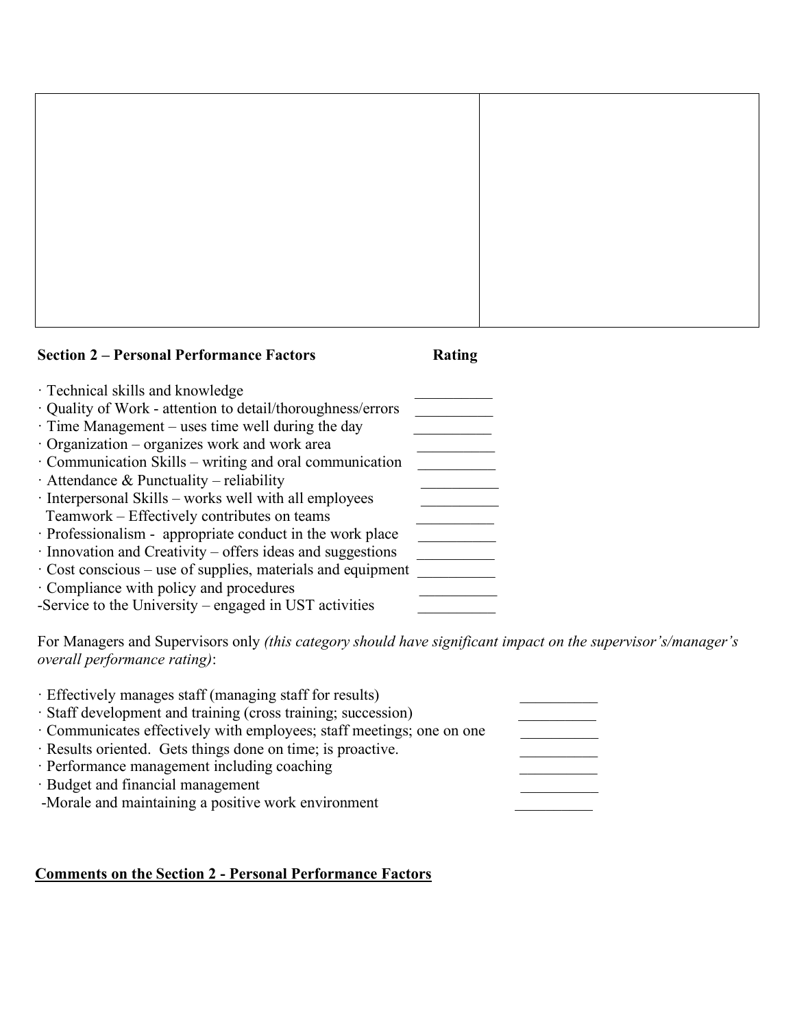| | |
|---|---|
| | |

**Section 2 – Personal Performance Factors** **Rating**

| Factor | Rating |
|---|---|
| · Technical skills and knowledge | __________ |
| · Quality of Work - attention to detail/thoroughness/errors | __________ |
| · Time Management – uses time well during the day | __________ |
| · Organization – organizes work and work area | __________ |
| · Communication Skills – writing and oral communication | __________ |
| · Attendance & Punctuality – reliability | __________ |
| · Interpersonal Skills – works well with all employees | __________ |
| Teamwork – Effectively contributes on teams | __________ |
| · Professionalism - appropriate conduct in the work place | __________ |
| · Innovation and Creativity – offers ideas and suggestions | __________ |
| · Cost conscious – use of supplies, materials and equipment | __________ |
| · Compliance with policy and procedures | __________ |
| -Service to the University – engaged in UST activities | __________ |

For Managers and Supervisors only *(this category should have significant impact on the supervisor's/manager's overall performance rating)*:

| Factor | Rating |
|---|---|
| · Effectively manages staff (managing staff for results) | __________ |
| · Staff development and training (cross training; succession) | __________ |
| · Communicates effectively with employees; staff meetings; one on one | __________ |
| · Results oriented. Gets things done on time; is proactive. | __________ |
| · Performance management including coaching | __________ |
| · Budget and financial management | __________ |
| -Morale and maintaining a positive work environment | __________ |

**<u>Comments on the Section 2 - Personal Performance Factors</u>**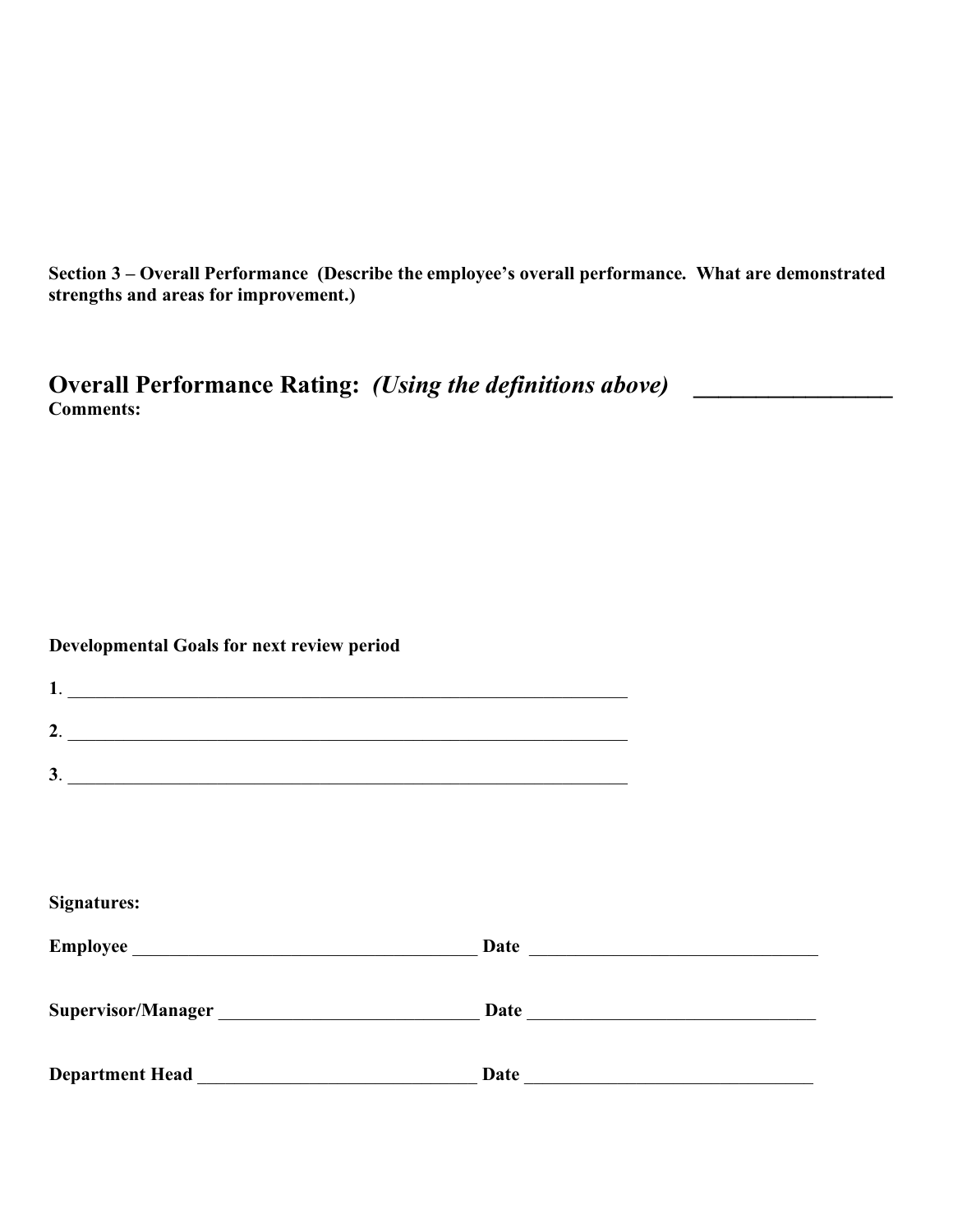**Section 3 – Overall Performance (Describe the employee's overall performance. What are demonstrated strengths and areas for improvement.)**

## Overall Performance Rating: *(Using the definitions above)* ________________

**Comments:**

**Developmental Goals for next review period**

**1**. ____________________________________________________________

**2**. ____________________________________________________________

**3**. ____________________________________________________________

**Signatures:**

**Employee** ______________________________________ **Date** ______________________________

**Supervisor/Manager** ____________________________ **Date** ______________________________

**Department Head** ______________________________ **Date** ______________________________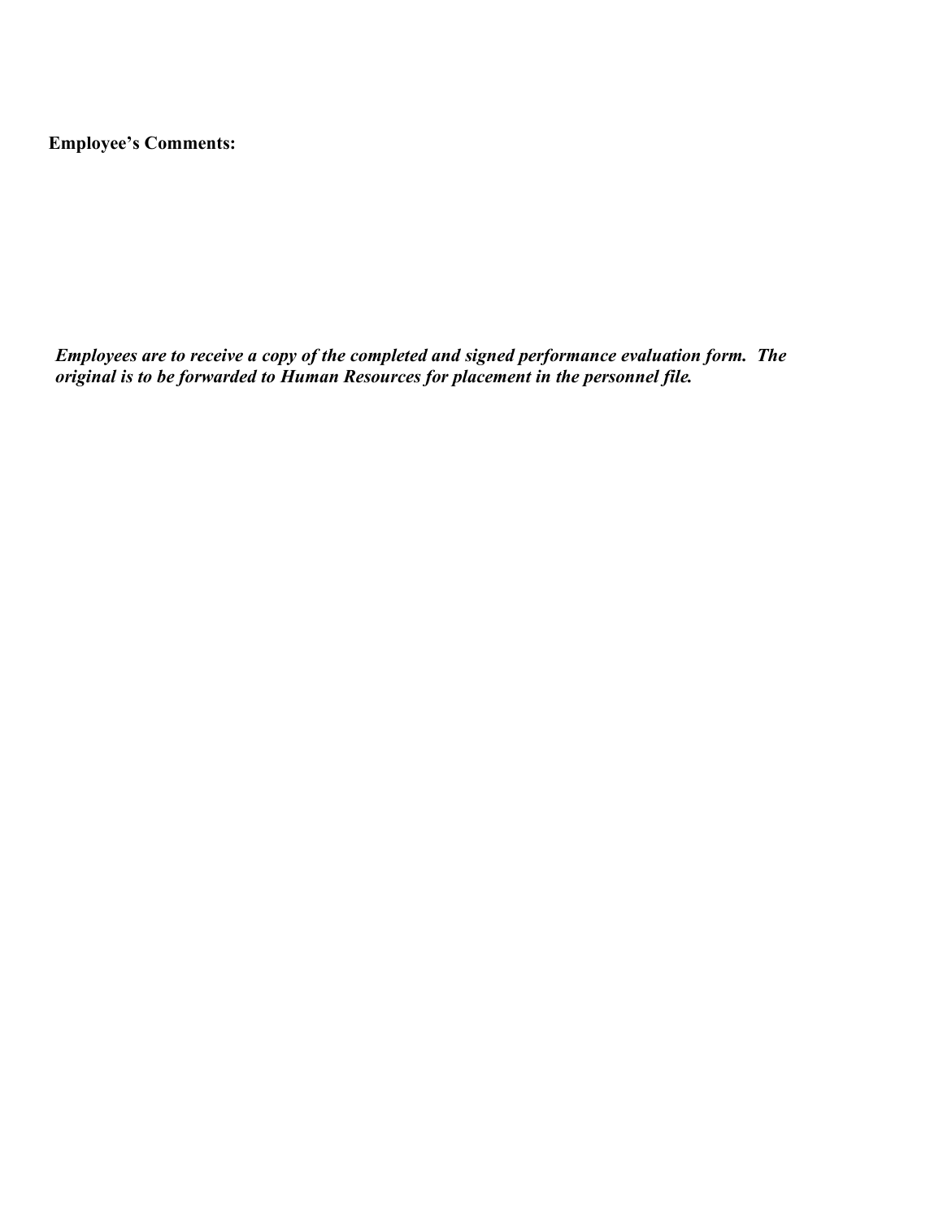**Employee's Comments:**

***Employees are to receive a copy of the completed and signed performance evaluation form. The original is to be forwarded to Human Resources for placement in the personnel file.***